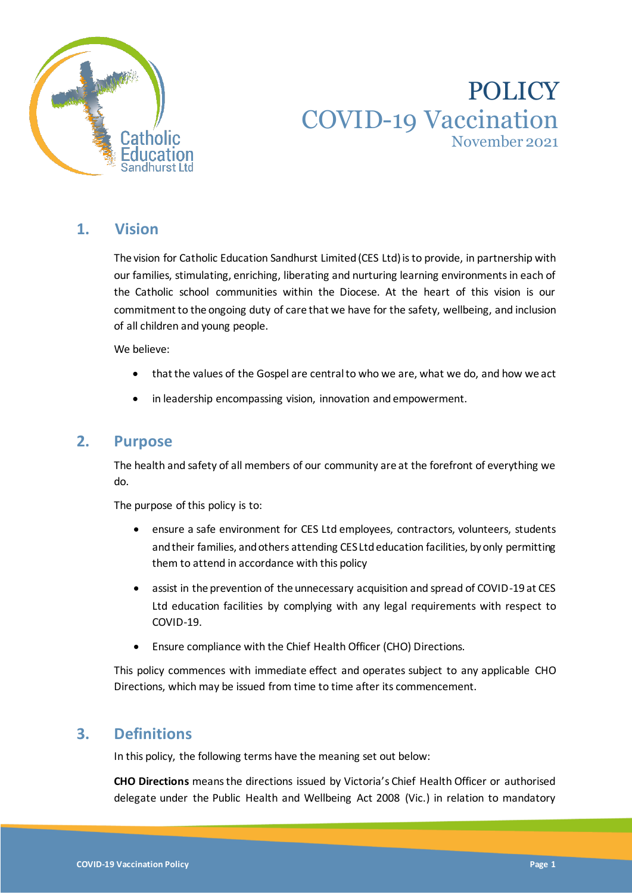# POLICY
# COVID-19 Vaccination
November 2021

## 1. Vision

The vision for Catholic Education Sandhurst Limited (CES Ltd) is to provide, in partnership with our families, stimulating, enriching, liberating and nurturing learning environments in each of the Catholic school communities within the Diocese. At the heart of this vision is our commitment to the ongoing duty of care that we have for the safety, wellbeing, and inclusion of all children and young people.

We believe:

- that the values of the Gospel are central to who we are, what we do, and how we act
- in leadership encompassing vision, innovation and empowerment.

## 2. Purpose

The health and safety of all members of our community are at the forefront of everything we do.

The purpose of this policy is to:

- ensure a safe environment for CES Ltd employees, contractors, volunteers, students and their families, and others attending CES Ltd education facilities, by only permitting them to attend in accordance with this policy
- assist in the prevention of the unnecessary acquisition and spread of COVID-19 at CES Ltd education facilities by complying with any legal requirements with respect to COVID-19.
- Ensure compliance with the Chief Health Officer (CHO) Directions.

This policy commences with immediate effect and operates subject to any applicable CHO Directions, which may be issued from time to time after its commencement.

## 3. Definitions

In this policy, the following terms have the meaning set out below:

**CHO Directions** means the directions issued by Victoria's Chief Health Officer or authorised delegate under the Public Health and Wellbeing Act 2008 (Vic.) in relation to mandatory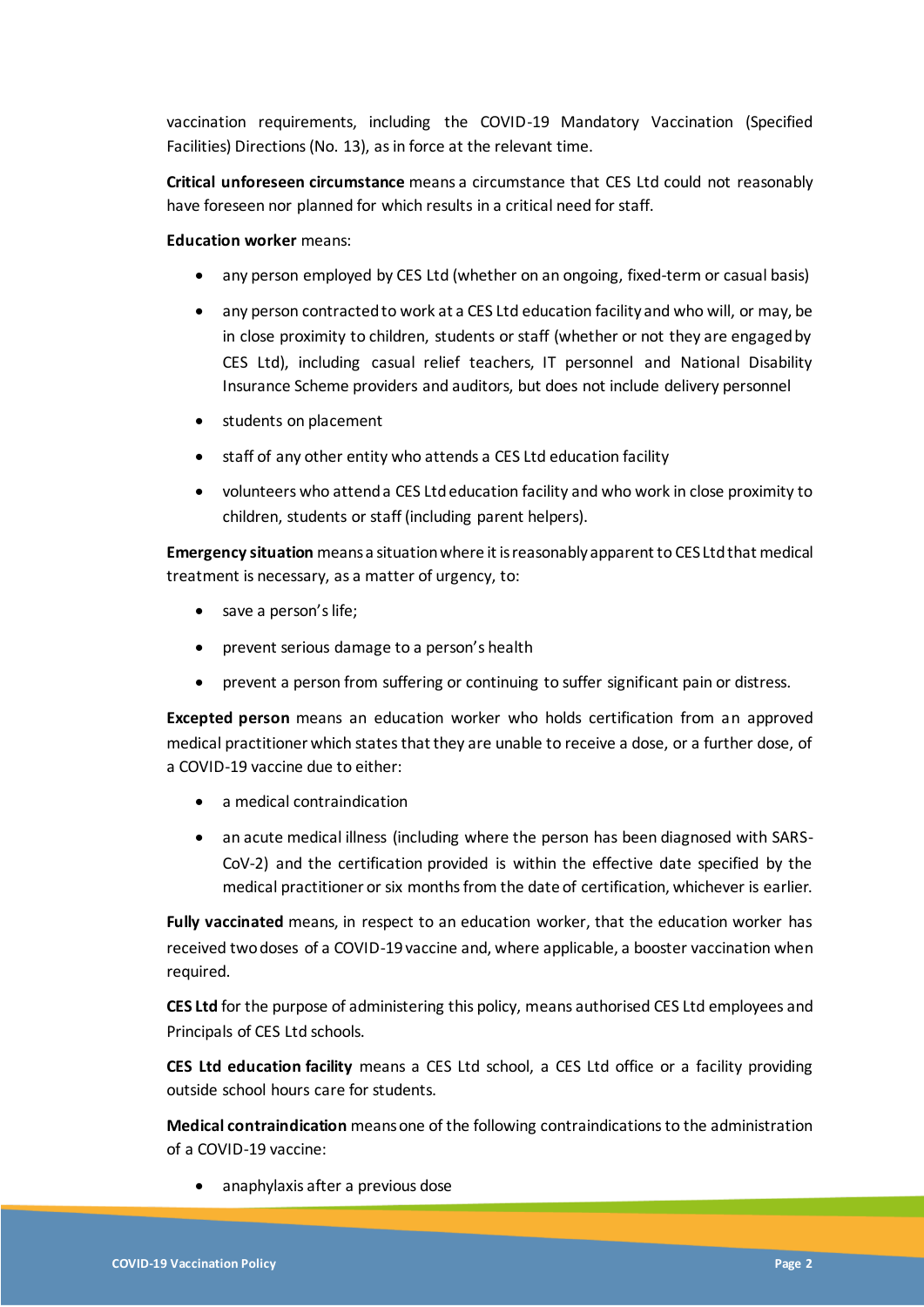vaccination requirements, including the COVID-19 Mandatory Vaccination (Specified Facilities) Directions (No. 13), as in force at the relevant time.

**Critical unforeseen circumstance** means a circumstance that CES Ltd could not reasonably have foreseen nor planned for which results in a critical need for staff.

**Education worker** means:

- any person employed by CES Ltd (whether on an ongoing, fixed-term or casual basis)
- any person contracted to work at a CES Ltd education facility and who will, or may, be in close proximity to children, students or staff (whether or not they are engaged by CES Ltd), including casual relief teachers, IT personnel and National Disability Insurance Scheme providers and auditors, but does not include delivery personnel
- students on placement
- staff of any other entity who attends a CES Ltd education facility
- volunteers who attend a CES Ltd education facility and who work in close proximity to children, students or staff (including parent helpers).

**Emergency situation** means a situation where it is reasonably apparent to CES Ltd that medical treatment is necessary, as a matter of urgency, to:

- save a person's life;
- prevent serious damage to a person's health
- prevent a person from suffering or continuing to suffer significant pain or distress.

**Excepted person** means an education worker who holds certification from an approved medical practitioner which states that they are unable to receive a dose, or a further dose, of a COVID-19 vaccine due to either:

- a medical contraindication
- an acute medical illness (including where the person has been diagnosed with SARS-CoV-2) and the certification provided is within the effective date specified by the medical practitioner or six months from the date of certification, whichever is earlier.

**Fully vaccinated** means, in respect to an education worker, that the education worker has received two doses of a COVID-19 vaccine and, where applicable, a booster vaccination when required.

**CES Ltd** for the purpose of administering this policy, means authorised CES Ltd employees and Principals of CES Ltd schools.

**CES Ltd education facility** means a CES Ltd school, a CES Ltd office or a facility providing outside school hours care for students.

**Medical contraindication** means one of the following contraindications to the administration of a COVID-19 vaccine:

- anaphylaxis after a previous dose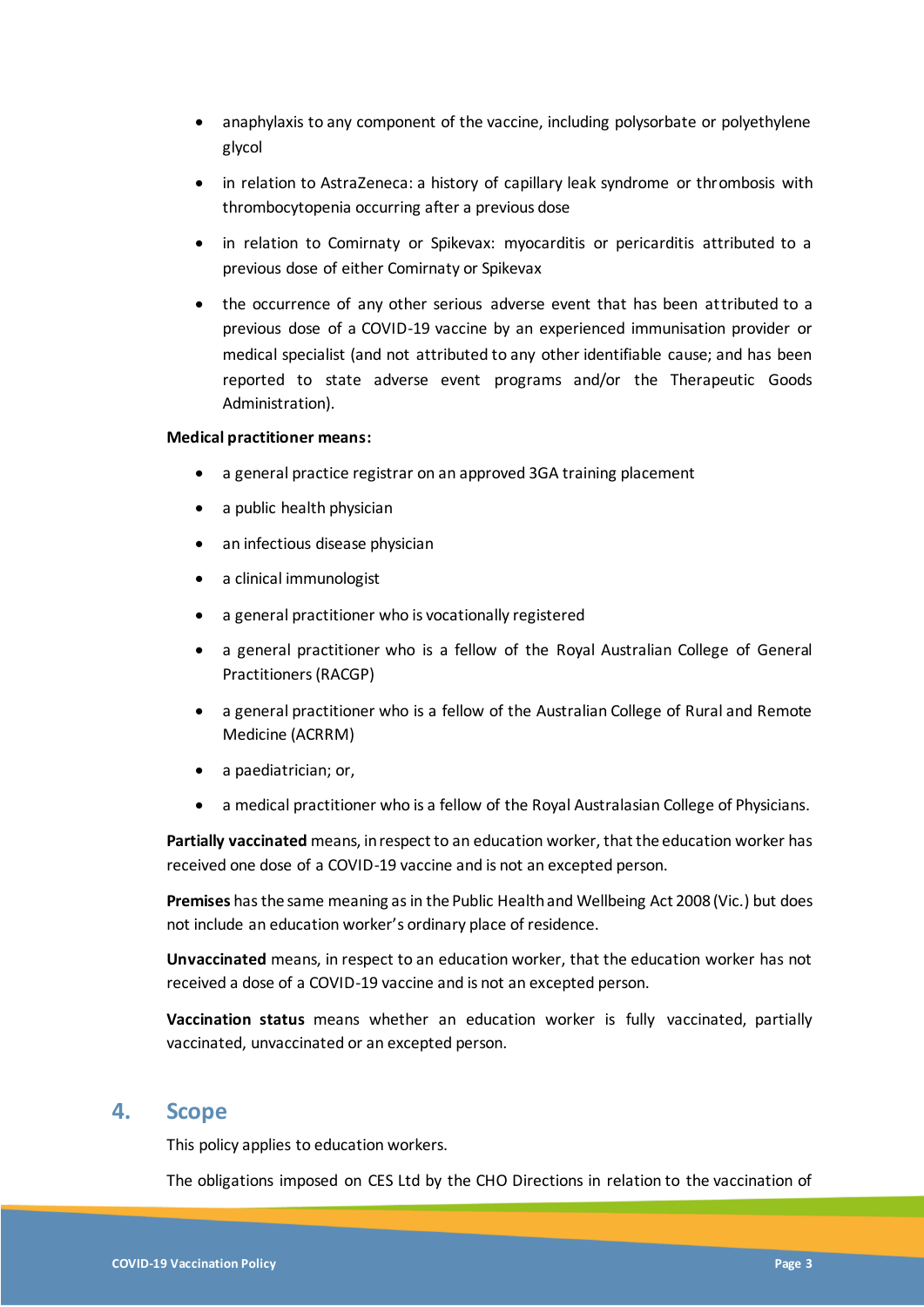- anaphylaxis to any component of the vaccine, including polysorbate or polyethylene glycol
- in relation to AstraZeneca: a history of capillary leak syndrome or thrombosis with thrombocytopenia occurring after a previous dose
- in relation to Comirnaty or Spikevax: myocarditis or pericarditis attributed to a previous dose of either Comirnaty or Spikevax
- the occurrence of any other serious adverse event that has been attributed to a previous dose of a COVID-19 vaccine by an experienced immunisation provider or medical specialist (and not attributed to any other identifiable cause; and has been reported to state adverse event programs and/or the Therapeutic Goods Administration).

**Medical practitioner means:**

- a general practice registrar on an approved 3GA training placement
- a public health physician
- an infectious disease physician
- a clinical immunologist
- a general practitioner who is vocationally registered
- a general practitioner who is a fellow of the Royal Australian College of General Practitioners (RACGP)
- a general practitioner who is a fellow of the Australian College of Rural and Remote Medicine (ACRRM)
- a paediatrician; or,
- a medical practitioner who is a fellow of the Royal Australasian College of Physicians.

**Partially vaccinated** means, in respect to an education worker, that the education worker has received one dose of a COVID-19 vaccine and is not an excepted person.

**Premises** has the same meaning as in the Public Health and Wellbeing Act 2008 (Vic.) but does not include an education worker's ordinary place of residence.

**Unvaccinated** means, in respect to an education worker, that the education worker has not received a dose of a COVID-19 vaccine and is not an excepted person.

**Vaccination status** means whether an education worker is fully vaccinated, partially vaccinated, unvaccinated or an excepted person.

## 4. Scope

This policy applies to education workers.

The obligations imposed on CES Ltd by the CHO Directions in relation to the vaccination of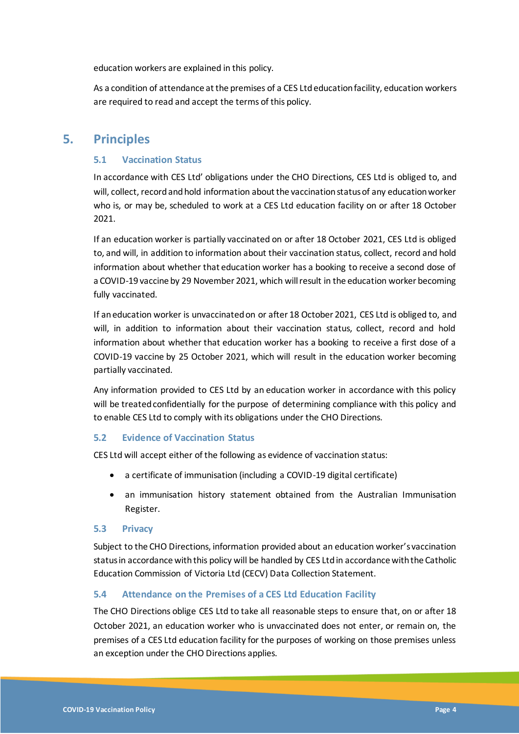education workers are explained in this policy.

As a condition of attendance at the premises of a CES Ltd education facility, education workers are required to read and accept the terms of this policy.

## 5. Principles

### 5.1 Vaccination Status

In accordance with CES Ltd' obligations under the CHO Directions, CES Ltd is obliged to, and will, collect, record and hold information about the vaccination status of any education worker who is, or may be, scheduled to work at a CES Ltd education facility on or after 18 October 2021.

If an education worker is partially vaccinated on or after 18 October 2021, CES Ltd is obliged to, and will, in addition to information about their vaccination status, collect, record and hold information about whether that education worker has a booking to receive a second dose of a COVID-19 vaccine by 29 November 2021, which will result in the education worker becoming fully vaccinated.

If an education worker is unvaccinated on or after 18 October 2021, CES Ltd is obliged to, and will, in addition to information about their vaccination status, collect, record and hold information about whether that education worker has a booking to receive a first dose of a COVID-19 vaccine by 25 October 2021, which will result in the education worker becoming partially vaccinated.

Any information provided to CES Ltd by an education worker in accordance with this policy will be treated confidentially for the purpose of determining compliance with this policy and to enable CES Ltd to comply with its obligations under the CHO Directions.

### 5.2 Evidence of Vaccination Status

CES Ltd will accept either of the following as evidence of vaccination status:

- a certificate of immunisation (including a COVID-19 digital certificate)
- an immunisation history statement obtained from the Australian Immunisation Register.

### 5.3 Privacy

Subject to the CHO Directions, information provided about an education worker's vaccination status in accordance with this policy will be handled by CES Ltd in accordance with the Catholic Education Commission of Victoria Ltd (CECV) Data Collection Statement.

### 5.4 Attendance on the Premises of a CES Ltd Education Facility

The CHO Directions oblige CES Ltd to take all reasonable steps to ensure that, on or after 18 October 2021, an education worker who is unvaccinated does not enter, or remain on, the premises of a CES Ltd education facility for the purposes of working on those premises unless an exception under the CHO Directions applies.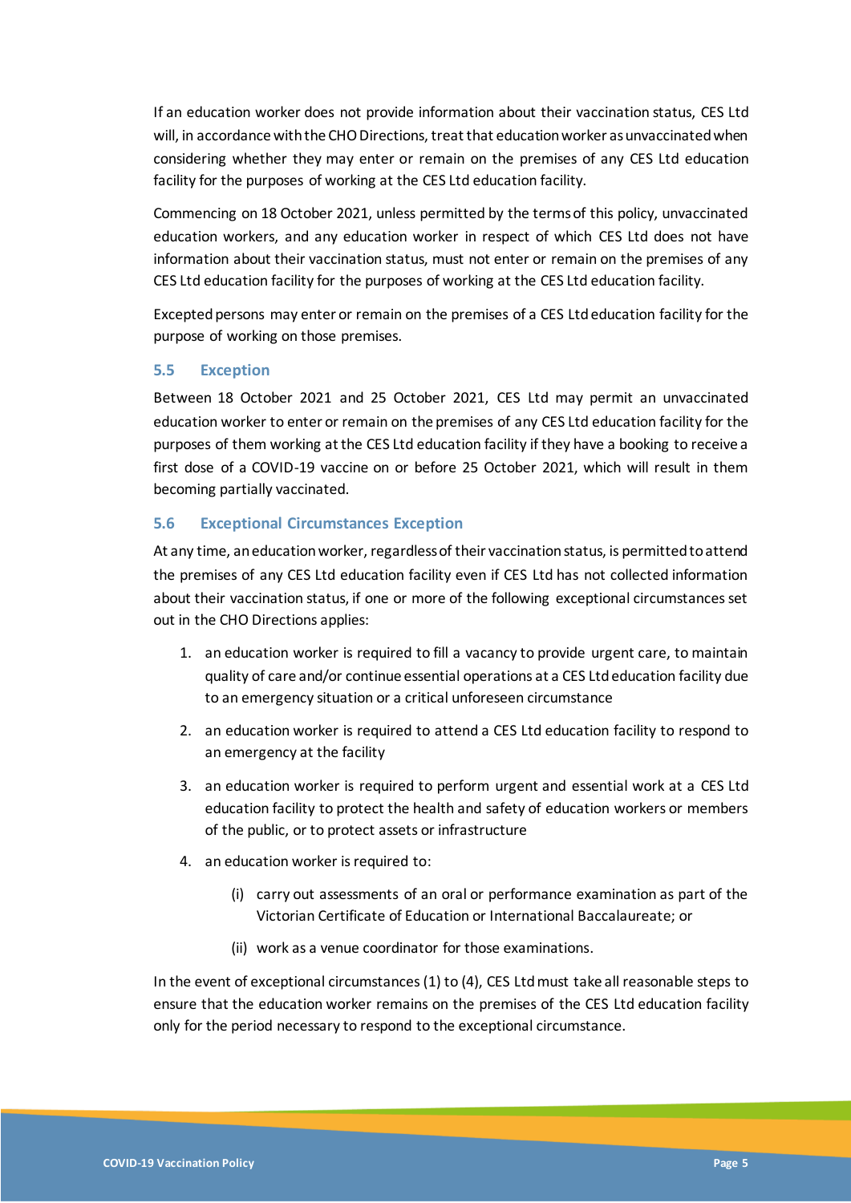If an education worker does not provide information about their vaccination status, CES Ltd will, in accordance with the CHO Directions, treat that education worker as unvaccinated when considering whether they may enter or remain on the premises of any CES Ltd education facility for the purposes of working at the CES Ltd education facility.

Commencing on 18 October 2021, unless permitted by the terms of this policy, unvaccinated education workers, and any education worker in respect of which CES Ltd does not have information about their vaccination status, must not enter or remain on the premises of any CES Ltd education facility for the purposes of working at the CES Ltd education facility.

Excepted persons may enter or remain on the premises of a CES Ltd education facility for the purpose of working on those premises.

### 5.5 Exception

Between 18 October 2021 and 25 October 2021, CES Ltd may permit an unvaccinated education worker to enter or remain on the premises of any CES Ltd education facility for the purposes of them working at the CES Ltd education facility if they have a booking to receive a first dose of a COVID-19 vaccine on or before 25 October 2021, which will result in them becoming partially vaccinated.

### 5.6 Exceptional Circumstances Exception

At any time, an education worker, regardless of their vaccination status, is permitted to attend the premises of any CES Ltd education facility even if CES Ltd has not collected information about their vaccination status, if one or more of the following exceptional circumstances set out in the CHO Directions applies:

1. an education worker is required to fill a vacancy to provide urgent care, to maintain quality of care and/or continue essential operations at a CES Ltd education facility due to an emergency situation or a critical unforeseen circumstance
2. an education worker is required to attend a CES Ltd education facility to respond to an emergency at the facility
3. an education worker is required to perform urgent and essential work at a CES Ltd education facility to protect the health and safety of education workers or members of the public, or to protect assets or infrastructure
4. an education worker is required to:
    - (i) carry out assessments of an oral or performance examination as part of the Victorian Certificate of Education or International Baccalaureate; or
    - (ii) work as a venue coordinator for those examinations.

In the event of exceptional circumstances (1) to (4), CES Ltd must take all reasonable steps to ensure that the education worker remains on the premises of the CES Ltd education facility only for the period necessary to respond to the exceptional circumstance.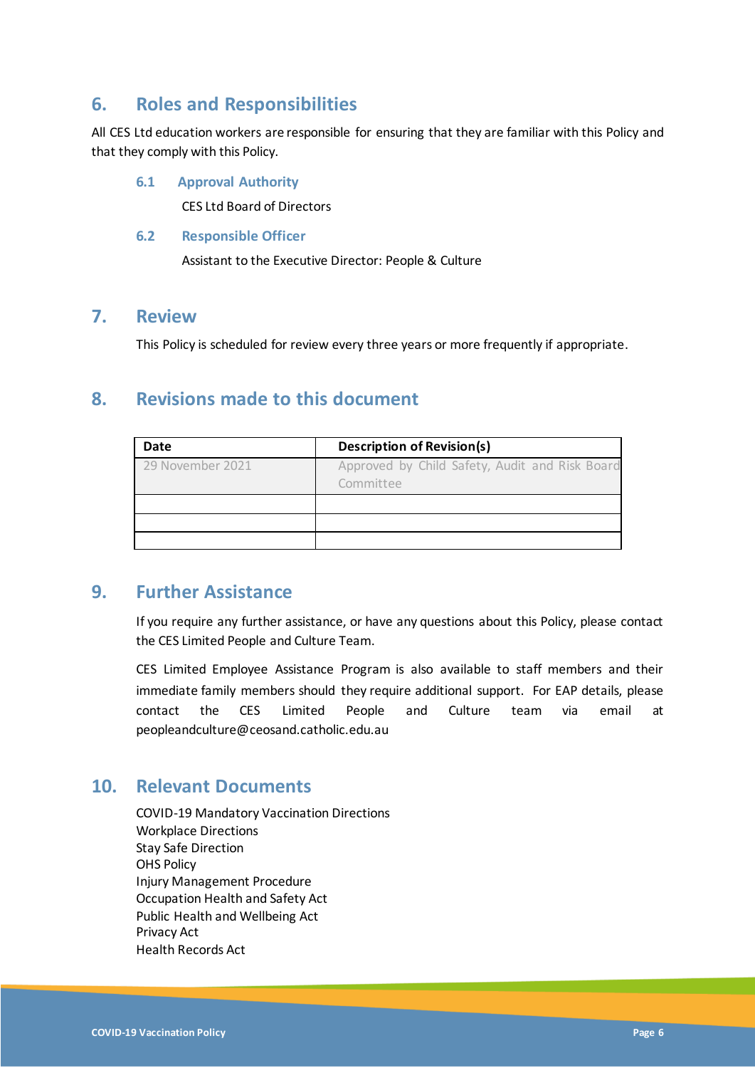## 6. Roles and Responsibilities

All CES Ltd education workers are responsible for ensuring that they are familiar with this Policy and that they comply with this Policy.

### 6.1 Approval Authority

CES Ltd Board of Directors

### 6.2 Responsible Officer

Assistant to the Executive Director: People & Culture

## 7. Review

This Policy is scheduled for review every three years or more frequently if appropriate.

## 8. Revisions made to this document

| Date | Description of Revision(s) |
|---|---|
| 29 November 2021 | Approved by Child Safety, Audit and Risk Board Committee |
| | |
| | |
| | |

## 9. Further Assistance

If you require any further assistance, or have any questions about this Policy, please contact the CES Limited People and Culture Team.

CES Limited Employee Assistance Program is also available to staff members and their immediate family members should they require additional support. For EAP details, please contact the CES Limited People and Culture team via email at peopleandculture@ceosand.catholic.edu.au

## 10. Relevant Documents

COVID-19 Mandatory Vaccination Directions
Workplace Directions
Stay Safe Direction
OHS Policy
Injury Management Procedure
Occupation Health and Safety Act
Public Health and Wellbeing Act
Privacy Act
Health Records Act